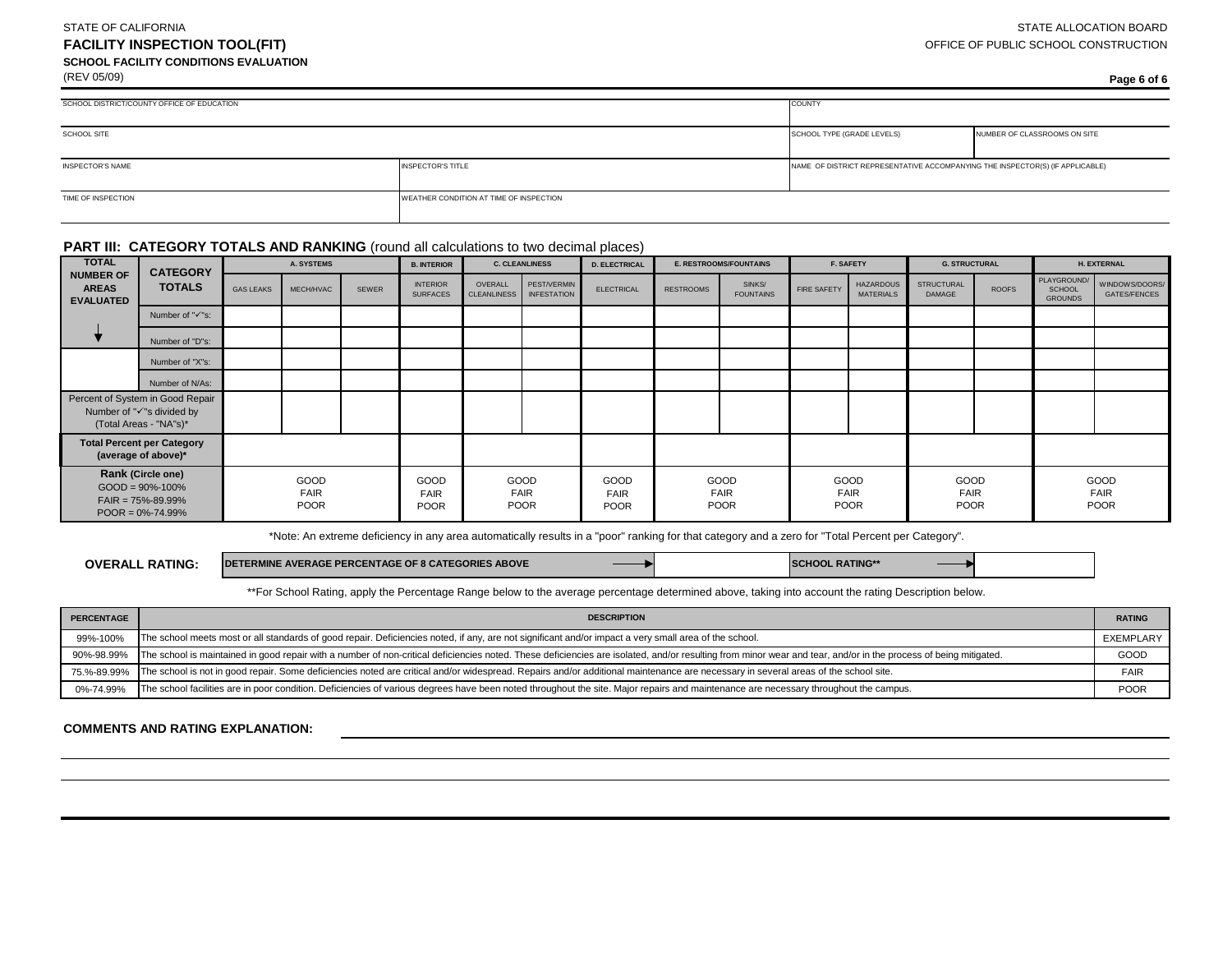STATE OF CALIFORNIA

# FACILITY INSPECTION TOOL(FIT)

## SCHOOL FACILITY CONDITIONS EVALUATION

(REV 05/09)

STATE ALLOCATION BOARD

OFFICE OF PUBLIC SCHOOL CONSTRUCTION

| SCHOOL DISTRICT/COUNTY OFFICE OF EDUCATION | | COUNTY | |
|---|---|---|---|
| SCHOOL SITE | | SCHOOL TYPE (GRADE LEVELS) | NUMBER OF CLASSROOMS ON SITE |
| INSPECTOR'S NAME | INSPECTOR'S TITLE | NAME OF DISTRICT REPRESENTATIVE ACCOMPANYING THE INSPECTOR(S) (IF APPLICABLE) | |
| TIME OF INSPECTION | WEATHER CONDITION AT TIME OF INSPECTION | | |

### PART III: CATEGORY TOTALS AND RANKING (round all calculations to two decimal places)

| TOTAL NUMBER OF AREAS EVALUATED | CATEGORY TOTALS | A. SYSTEMS | | | B. INTERIOR | C. CLEANLINESS | | D. ELECTRICAL | E. RESTROOMS/FOUNTAINS | | F. SAFETY | | G. STRUCTURAL | | H. EXTERNAL | |
|---|---|---|---|---|---|---|---|---|---|---|---|---|---|---|---|---|
| | | GAS LEAKS | MECH/HVAC | SEWER | INTERIOR SURFACES | OVERALL CLEANLINESS | PEST/VERMIN INFESTATION | ELECTRICAL | RESTROOMS | SINKS/ FOUNTAINS | FIRE SAFETY | HAZARDOUS MATERIALS | STRUCTURAL DAMAGE | ROOFS | PLAYGROUND/ SCHOOL GROUNDS | WINDOWS/DOORS/ GATES/FENCES |
| ↓ | Number of "✓"s: | | | | | | | | | | | | | | | |
| | Number of "D"s: | | | | | | | | | | | | | | | |
| | Number of "X"s: | | | | | | | | | | | | | | | |
| | Number of N/As: | | | | | | | | | | | | | | | |
| Percent of System in Good Repair Number of "✓"s divided by (Total Areas - "NA"s)* | | | | | | | | | | | | | | | | |
| Total Percent per Category (average of above)* | | | | | | | | | | | | | | | | |
| Rank (Circle one) GOOD = 90%-100% FAIR = 75%-89.99% POOR = 0%-74.99% | | GOOD FAIR POOR | | | GOOD FAIR POOR | GOOD FAIR POOR | | GOOD FAIR POOR | GOOD FAIR POOR | | GOOD FAIR POOR | | GOOD FAIR POOR | | GOOD FAIR POOR | |

*Note: An extreme deficiency in any area automatically results in a "poor" ranking for that category and a zero for "Total Percent per Category".

**OVERALL RATING:** DETERMINE AVERAGE PERCENTAGE OF 8 CATEGORIES ABOVE → ______ SCHOOL RATING** → ______

**For School Rating, apply the Percentage Range below to the average percentage determined above, taking into account the rating Description below.

| PERCENTAGE | DESCRIPTION | RATING |
|---|---|---|
| 99%-100% | The school meets most or all standards of good repair. Deficiencies noted, if any, are not significant and/or impact a very small area of the school. | EXEMPLARY |
| 90%-98.99% | The school is maintained in good repair with a number of non-critical deficiencies noted. These deficiencies are isolated, and/or resulting from minor wear and tear, and/or in the process of being mitigated. | GOOD |
| 75.%-89.99% | The school is not in good repair. Some deficiencies noted are critical and/or widespread. Repairs and/or additional maintenance are necessary in several areas of the school site. | FAIR |
| 0%-74.99% | The school facilities are in poor condition. Deficiencies of various degrees have been noted throughout the site. Major repairs and maintenance are necessary throughout the campus. | POOR |

**COMMENTS AND RATING EXPLANATION:**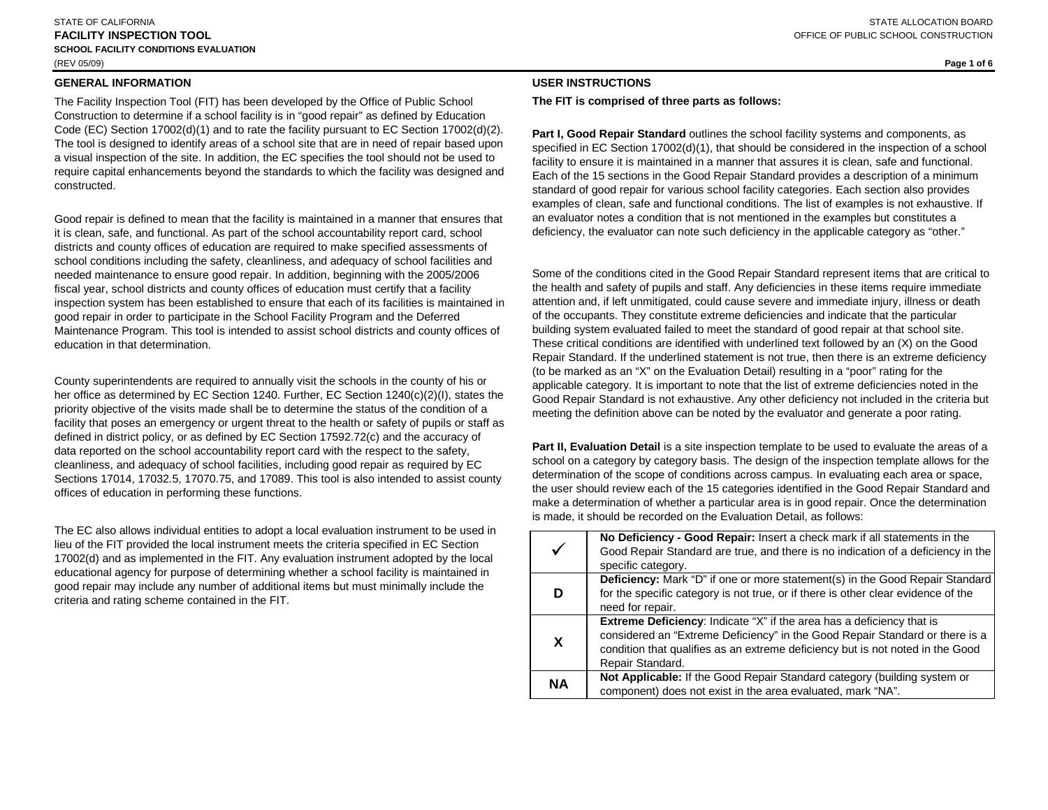STATE OF CALIFORNIA
**FACILITY INSPECTION TOOL**
**SCHOOL FACILITY CONDITIONS EVALUATION**
(REV 05/09)

STATE ALLOCATION BOARD
OFFICE OF PUBLIC SCHOOL CONSTRUCTION

## GENERAL INFORMATION

The Facility Inspection Tool (FIT) has been developed by the Office of Public School Construction to determine if a school facility is in "good repair" as defined by Education Code (EC) Section 17002(d)(1) and to rate the facility pursuant to EC Section 17002(d)(2). The tool is designed to identify areas of a school site that are in need of repair based upon a visual inspection of the site. In addition, the EC specifies the tool should not be used to require capital enhancements beyond the standards to which the facility was designed and constructed.

Good repair is defined to mean that the facility is maintained in a manner that ensures that it is clean, safe, and functional. As part of the school accountability report card, school districts and county offices of education are required to make specified assessments of school conditions including the safety, cleanliness, and adequacy of school facilities and needed maintenance to ensure good repair. In addition, beginning with the 2005/2006 fiscal year, school districts and county offices of education must certify that a facility inspection system has been established to ensure that each of its facilities is maintained in good repair in order to participate in the School Facility Program and the Deferred Maintenance Program. This tool is intended to assist school districts and county offices of education in that determination.

County superintendents are required to annually visit the schools in the county of his or her office as determined by EC Section 1240. Further, EC Section 1240(c)(2)(I), states the priority objective of the visits made shall be to determine the status of the condition of a facility that poses an emergency or urgent threat to the health or safety of pupils or staff as defined in district policy, or as defined by EC Section 17592.72(c) and the accuracy of data reported on the school accountability report card with the respect to the safety, cleanliness, and adequacy of school facilities, including good repair as required by EC Sections 17014, 17032.5, 17070.75, and 17089. This tool is also intended to assist county offices of education in performing these functions.

The EC also allows individual entities to adopt a local evaluation instrument to be used in lieu of the FIT provided the local instrument meets the criteria specified in EC Section 17002(d) and as implemented in the FIT. Any evaluation instrument adopted by the local educational agency for purpose of determining whether a school facility is maintained in good repair may include any number of additional items but must minimally include the criteria and rating scheme contained in the FIT.

## USER INSTRUCTIONS

**The FIT is comprised of three parts as follows:**

**Part I, Good Repair Standard** outlines the school facility systems and components, as specified in EC Section 17002(d)(1), that should be considered in the inspection of a school facility to ensure it is maintained in a manner that assures it is clean, safe and functional. Each of the 15 sections in the Good Repair Standard provides a description of a minimum standard of good repair for various school facility categories. Each section also provides examples of clean, safe and functional conditions. The list of examples is not exhaustive. If an evaluator notes a condition that is not mentioned in the examples but constitutes a deficiency, the evaluator can note such deficiency in the applicable category as "other."

Some of the conditions cited in the Good Repair Standard represent items that are critical to the health and safety of pupils and staff. Any deficiencies in these items require immediate attention and, if left unmitigated, could cause severe and immediate injury, illness or death of the occupants. They constitute extreme deficiencies and indicate that the particular building system evaluated failed to meet the standard of good repair at that school site. These critical conditions are identified with underlined text followed by an (X) on the Good Repair Standard. If the underlined statement is not true, then there is an extreme deficiency (to be marked as an "X" on the Evaluation Detail) resulting in a "poor" rating for the applicable category. It is important to note that the list of extreme deficiencies noted in the Good Repair Standard is not exhaustive. Any other deficiency not included in the criteria but meeting the definition above can be noted by the evaluator and generate a poor rating.

**Part II, Evaluation Detail** is a site inspection template to be used to evaluate the areas of a school on a category by category basis. The design of the inspection template allows for the determination of the scope of conditions across campus. In evaluating each area or space, the user should review each of the 15 categories identified in the Good Repair Standard and make a determination of whether a particular area is in good repair. Once the determination is made, it should be recorded on the Evaluation Detail, as follows:

| | |
|---|---|
| ✓ | **No Deficiency - Good Repair:** Insert a check mark if all statements in the Good Repair Standard are true, and there is no indication of a deficiency in the specific category. |
| **D** | **Deficiency:** Mark "D" if one or more statement(s) in the Good Repair Standard for the specific category is not true, or if there is other clear evidence of the need for repair. |
| **X** | **Extreme Deficiency**: Indicate "X" if the area has a deficiency that is considered an "Extreme Deficiency" in the Good Repair Standard or there is a condition that qualifies as an extreme deficiency but is not noted in the Good Repair Standard. |
| **NA** | **Not Applicable:** If the Good Repair Standard category (building system or component) does not exist in the area evaluated, mark "NA". |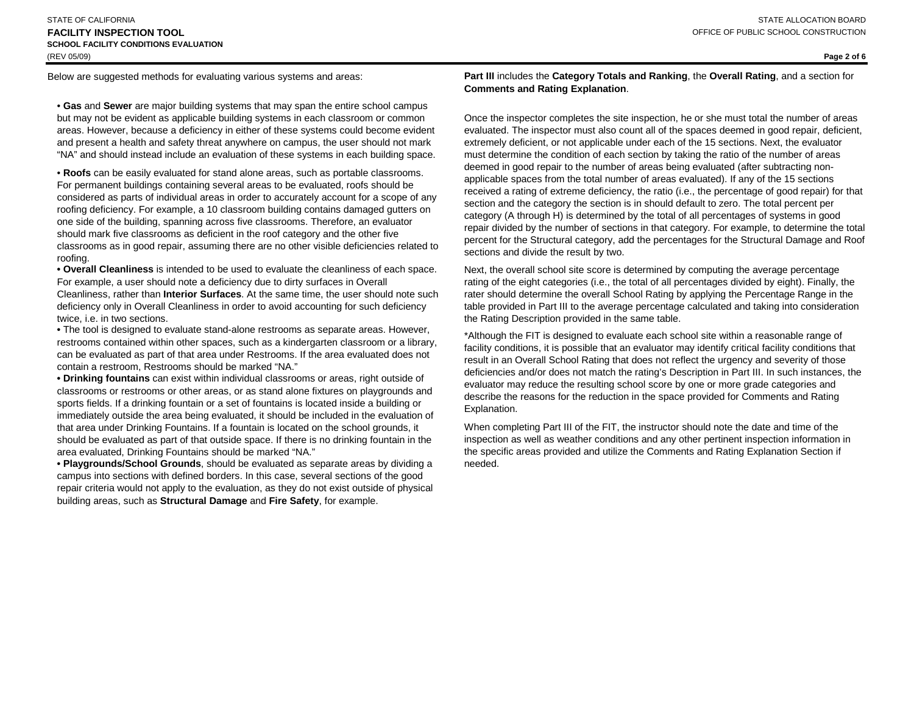Below are suggested methods for evaluating various systems and areas:

- **Gas** and **Sewer** are major building systems that may span the entire school campus but may not be evident as applicable building systems in each classroom or common areas. However, because a deficiency in either of these systems could become evident and present a health and safety threat anywhere on campus, the user should not mark "NA" and should instead include an evaluation of these systems in each building space.
- **Roofs** can be easily evaluated for stand alone areas, such as portable classrooms. For permanent buildings containing several areas to be evaluated, roofs should be considered as parts of individual areas in order to accurately account for a scope of any roofing deficiency. For example, a 10 classroom building contains damaged gutters on one side of the building, spanning across five classrooms. Therefore, an evaluator should mark five classrooms as deficient in the roof category and the other five classrooms as in good repair, assuming there are no other visible deficiencies related to roofing.
- **Overall Cleanliness** is intended to be used to evaluate the cleanliness of each space. For example, a user should note a deficiency due to dirty surfaces in Overall Cleanliness, rather than **Interior Surfaces**. At the same time, the user should note such deficiency only in Overall Cleanliness in order to avoid accounting for such deficiency twice, i.e. in two sections.
- The tool is designed to evaluate stand-alone restrooms as separate areas. However, restrooms contained within other spaces, such as a kindergarten classroom or a library, can be evaluated as part of that area under Restrooms. If the area evaluated does not contain a restroom, Restrooms should be marked "NA."
- **Drinking fountains** can exist within individual classrooms or areas, right outside of classrooms or restrooms or other areas, or as stand alone fixtures on playgrounds and sports fields. If a drinking fountain or a set of fountains is located inside a building or immediately outside the area being evaluated, it should be included in the evaluation of that area under Drinking Fountains. If a fountain is located on the school grounds, it should be evaluated as part of that outside space. If there is no drinking fountain in the area evaluated, Drinking Fountains should be marked "NA."
- **Playgrounds/School Grounds**, should be evaluated as separate areas by dividing a campus into sections with defined borders. In this case, several sections of the good repair criteria would not apply to the evaluation, as they do not exist outside of physical building areas, such as **Structural Damage** and **Fire Safety**, for example.

**Part III** includes the **Category Totals and Ranking**, the **Overall Rating**, and a section for **Comments and Rating Explanation**.

Once the inspector completes the site inspection, he or she must total the number of areas evaluated. The inspector must also count all of the spaces deemed in good repair, deficient, extremely deficient, or not applicable under each of the 15 sections. Next, the evaluator must determine the condition of each section by taking the ratio of the number of areas deemed in good repair to the number of areas being evaluated (after subtracting non-applicable spaces from the total number of areas evaluated). If any of the 15 sections received a rating of extreme deficiency, the ratio (i.e., the percentage of good repair) for that section and the category the section is in should default to zero. The total percent per category (A through H) is determined by the total of all percentages of systems in good repair divided by the number of sections in that category. For example, to determine the total percent for the Structural category, add the percentages for the Structural Damage and Roof sections and divide the result by two.

Next, the overall school site score is determined by computing the average percentage rating of the eight categories (i.e., the total of all percentages divided by eight). Finally, the rater should determine the overall School Rating by applying the Percentage Range in the table provided in Part III to the average percentage calculated and taking into consideration the Rating Description provided in the same table.

*Although the FIT is designed to evaluate each school site within a reasonable range of facility conditions, it is possible that an evaluator may identify critical facility conditions that result in an Overall School Rating that does not reflect the urgency and severity of those deficiencies and/or does not match the rating's Description in Part III. In such instances, the evaluator may reduce the resulting school score by one or more grade categories and describe the reasons for the reduction in the space provided for Comments and Rating Explanation.

When completing Part III of the FIT, the instructor should note the date and time of the inspection as well as weather conditions and any other pertinent inspection information in the specific areas provided and utilize the Comments and Rating Explanation Section if needed.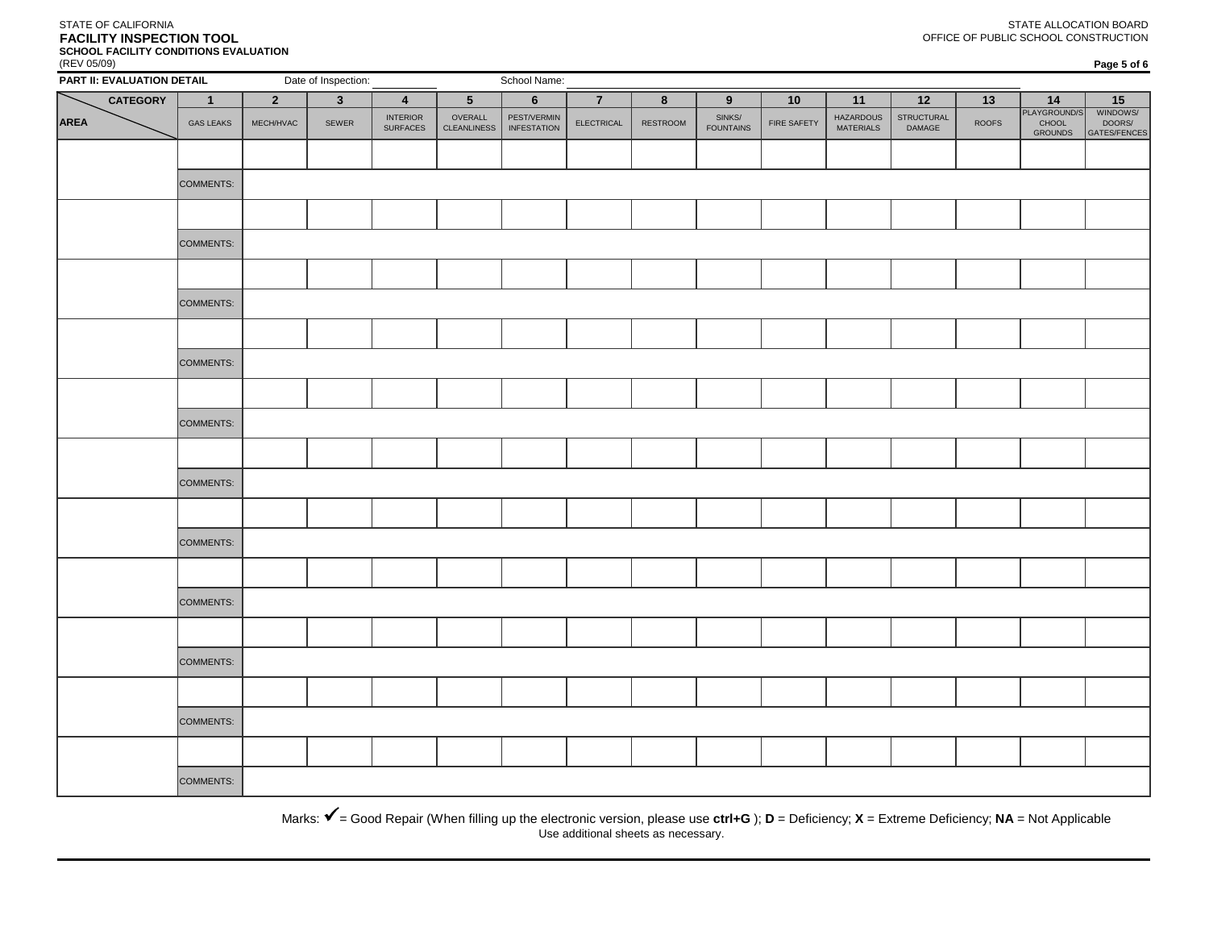STATE OF CALIFORNIA
**FACILITY INSPECTION TOOL**
**SCHOOL FACILITY CONDITIONS EVALUATION**
(REV 05/09)

STATE ALLOCATION BOARD
OFFICE OF PUBLIC SCHOOL CONSTRUCTION

**PART II: EVALUATION DETAIL** Date of Inspection: \_\_\_\_\_\_\_\_ School Name: \_\_\_\_\_\_\_\_\_\_\_\_\_\_\_\_\_\_\_\_

| CATEGORY / AREA | 1 GAS LEAKS | 2 MECH/HVAC | 3 SEWER | 4 INTERIOR SURFACES | 5 OVERALL CLEANLINESS | 6 PEST/VERMIN INFESTATION | 7 ELECTRICAL | 8 RESTROOM | 9 SINKS/ FOUNTAINS | 10 FIRE SAFETY | 11 HAZARDOUS MATERIALS | 12 STRUCTURAL DAMAGE | 13 ROOFS | 14 PLAYGROUND/SCHOOL GROUNDS | 15 WINDOWS/ DOORS/ GATES/FENCES |
|---|---|---|---|---|---|---|---|---|---|---|---|---|---|---|---|
| | | | | | | | | | | | | | | | |
| | COMMENTS: | | | | | | | | | | | | | | |
| | | | | | | | | | | | | | | | |
| | COMMENTS: | | | | | | | | | | | | | | |
| | | | | | | | | | | | | | | | |
| | COMMENTS: | | | | | | | | | | | | | | |
| | | | | | | | | | | | | | | | |
| | COMMENTS: | | | | | | | | | | | | | | |
| | | | | | | | | | | | | | | | |
| | COMMENTS: | | | | | | | | | | | | | | |
| | | | | | | | | | | | | | | | |
| | COMMENTS: | | | | | | | | | | | | | | |
| | | | | | | | | | | | | | | | |
| | COMMENTS: | | | | | | | | | | | | | | |
| | | | | | | | | | | | | | | | |
| | COMMENTS: | | | | | | | | | | | | | | |
| | | | | | | | | | | | | | | | |
| | COMMENTS: | | | | | | | | | | | | | | |
| | | | | | | | | | | | | | | | |
| | COMMENTS: | | | | | | | | | | | | | | |
| | | | | | | | | | | | | | | | |
| | COMMENTS: | | | | | | | | | | | | | | |

Marks: ✔ = Good Repair (When filling up the electronic version, please use **ctrl+G** ); **D** = Deficiency; **X** = Extreme Deficiency; **NA** = Not Applicable
Use additional sheets as necessary.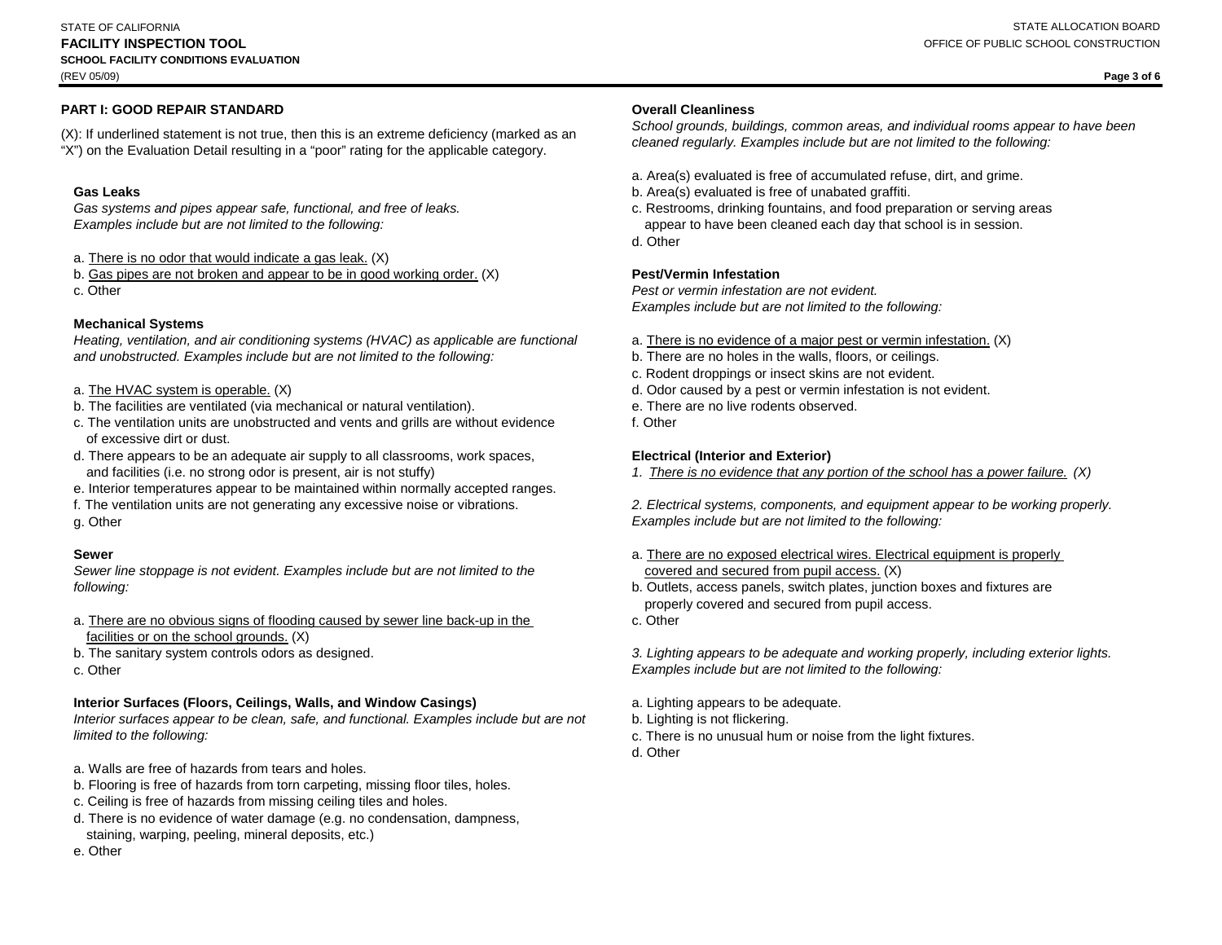## PART I: GOOD REPAIR STANDARD

(X): If underlined statement is not true, then this is an extreme deficiency (marked as an "X") on the Evaluation Detail resulting in a "poor" rating for the applicable category.

### Gas Leaks

*Gas systems and pipes appear safe, functional, and free of leaks. Examples include but are not limited to the following:*

a. There is no odor that would indicate a gas leak. (X)
b. Gas pipes are not broken and appear to be in good working order. (X)
c. Other

### Mechanical Systems

*Heating, ventilation, and air conditioning systems (HVAC) as applicable are functional and unobstructed. Examples include but are not limited to the following:*

a. The HVAC system is operable. (X)
b. The facilities are ventilated (via mechanical or natural ventilation).
c. The ventilation units are unobstructed and vents and grills are without evidence of excessive dirt or dust.
d. There appears to be an adequate air supply to all classrooms, work spaces, and facilities (i.e. no strong odor is present, air is not stuffy)
e. Interior temperatures appear to be maintained within normally accepted ranges.
f. The ventilation units are not generating any excessive noise or vibrations.
g. Other

### Sewer

*Sewer line stoppage is not evident. Examples include but are not limited to the following:*

a. There are no obvious signs of flooding caused by sewer line back-up in the facilities or on the school grounds. (X)
b. The sanitary system controls odors as designed.
c. Other

### Interior Surfaces (Floors, Ceilings, Walls, and Window Casings)

*Interior surfaces appear to be clean, safe, and functional. Examples include but are not limited to the following:*

a. Walls are free of hazards from tears and holes.
b. Flooring is free of hazards from torn carpeting, missing floor tiles, holes.
c. Ceiling is free of hazards from missing ceiling tiles and holes.
d. There is no evidence of water damage (e.g. no condensation, dampness, staining, warping, peeling, mineral deposits, etc.)
e. Other

### Overall Cleanliness

*School grounds, buildings, common areas, and individual rooms appear to have been cleaned regularly. Examples include but are not limited to the following:*

a. Area(s) evaluated is free of accumulated refuse, dirt, and grime.
b. Area(s) evaluated is free of unabated graffiti.
c. Restrooms, drinking fountains, and food preparation or serving areas appear to have been cleaned each day that school is in session.
d. Other

### Pest/Vermin Infestation

*Pest or vermin infestation are not evident. Examples include but are not limited to the following:*

a. There is no evidence of a major pest or vermin infestation. (X)
b. There are no holes in the walls, floors, or ceilings.
c. Rodent droppings or insect skins are not evident.
d. Odor caused by a pest or vermin infestation is not evident.
e. There are no live rodents observed.
f. Other

### Electrical (Interior and Exterior)

*1. There is no evidence that any portion of the school has a power failure. (X)*

*2. Electrical systems, components, and equipment appear to be working properly. Examples include but are not limited to the following:*

a. There are no exposed electrical wires. Electrical equipment is properly covered and secured from pupil access. (X)
b. Outlets, access panels, switch plates, junction boxes and fixtures are properly covered and secured from pupil access.
c. Other

*3. Lighting appears to be adequate and working properly, including exterior lights. Examples include but are not limited to the following:*

a. Lighting appears to be adequate.
b. Lighting is not flickering.
c. There is no unusual hum or noise from the light fixtures.
d. Other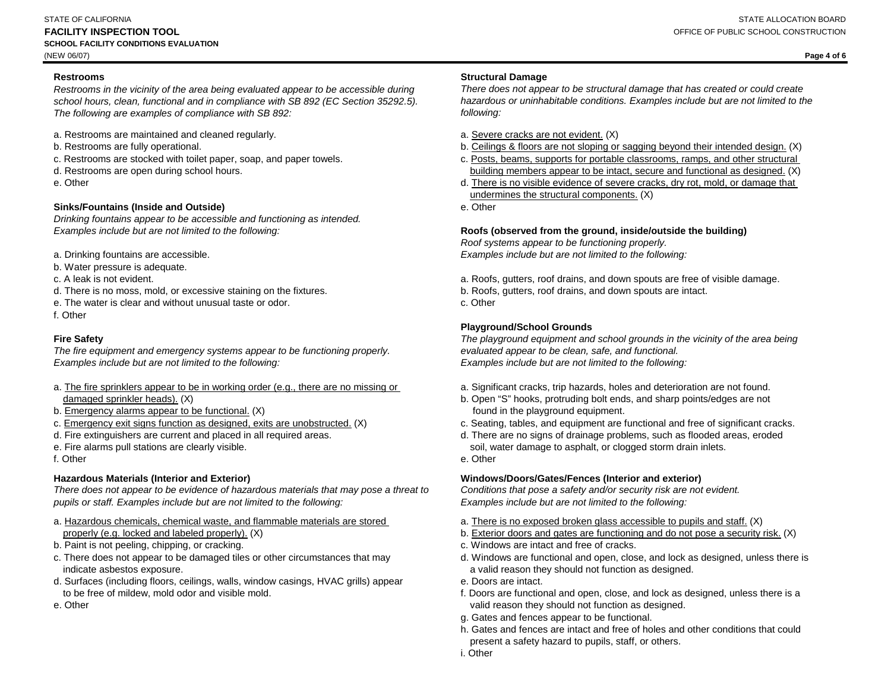### Restrooms

*Restrooms in the vicinity of the area being evaluated appear to be accessible during school hours, clean, functional and in compliance with SB 892 (EC Section 35292.5). The following are examples of compliance with SB 892:*

a. Restrooms are maintained and cleaned regularly.
b. Restrooms are fully operational.
c. Restrooms are stocked with toilet paper, soap, and paper towels.
d. Restrooms are open during school hours.
e. Other

### Sinks/Fountains (Inside and Outside)

*Drinking fountains appear to be accessible and functioning as intended. Examples include but are not limited to the following:*

a. Drinking fountains are accessible.
b. Water pressure is adequate.
c. A leak is not evident.
d. There is no moss, mold, or excessive staining on the fixtures.
e. The water is clear and without unusual taste or odor.
f. Other

### Fire Safety

*The fire equipment and emergency systems appear to be functioning properly. Examples include but are not limited to the following:*

a. <u>The fire sprinklers appear to be in working order (e.g., there are no missing or damaged sprinkler heads).</u> (X)
b. <u>Emergency alarms appear to be functional.</u> (X)
c. <u>Emergency exit signs function as designed, exits are unobstructed.</u> (X)
d. Fire extinguishers are current and placed in all required areas.
e. Fire alarms pull stations are clearly visible.
f. Other

### Hazardous Materials (Interior and Exterior)

*There does not appear to be evidence of hazardous materials that may pose a threat to pupils or staff. Examples include but are not limited to the following:*

a. <u>Hazardous chemicals, chemical waste, and flammable materials are stored properly (e.g. locked and labeled properly).</u> (X)
b. Paint is not peeling, chipping, or cracking.
c. There does not appear to be damaged tiles or other circumstances that may indicate asbestos exposure.
d. Surfaces (including floors, ceilings, walls, window casings, HVAC grills) appear to be free of mildew, mold odor and visible mold.
e. Other

### Structural Damage

*There does not appear to be structural damage that has created or could create hazardous or uninhabitable conditions. Examples include but are not limited to the following:*

a. <u>Severe cracks are not evident.</u> (X)
b. <u>Ceilings & floors are not sloping or sagging beyond their intended design.</u> (X)
c. <u>Posts, beams, supports for portable classrooms, ramps, and other structural building members appear to be intact, secure and functional as designed.</u> (X)
d. <u>There is no visible evidence of severe cracks, dry rot, mold, or damage that undermines the structural components.</u> (X)
e. Other

### Roofs (observed from the ground, inside/outside the building)

*Roof systems appear to be functioning properly. Examples include but are not limited to the following:*

a. Roofs, gutters, roof drains, and down spouts are free of visible damage.
b. Roofs, gutters, roof drains, and down spouts are intact.
c. Other

### Playground/School Grounds

*The playground equipment and school grounds in the vicinity of the area being evaluated appear to be clean, safe, and functional. Examples include but are not limited to the following:*

a. Significant cracks, trip hazards, holes and deterioration are not found.
b. Open "S" hooks, protruding bolt ends, and sharp points/edges are not found in the playground equipment.
c. Seating, tables, and equipment are functional and free of significant cracks.
d. There are no signs of drainage problems, such as flooded areas, eroded soil, water damage to asphalt, or clogged storm drain inlets.
e. Other

### Windows/Doors/Gates/Fences (Interior and exterior)

*Conditions that pose a safety and/or security risk are not evident. Examples include but are not limited to the following:*

a. <u>There is no exposed broken glass accessible to pupils and staff.</u> (X)
b. <u>Exterior doors and gates are functioning and do not pose a security risk.</u> (X)
c. Windows are intact and free of cracks.
d. Windows are functional and open, close, and lock as designed, unless there is a valid reason they should not function as designed.
e. Doors are intact.
f. Doors are functional and open, close, and lock as designed, unless there is a valid reason they should not function as designed.
g. Gates and fences appear to be functional.
h. Gates and fences are intact and free of holes and other conditions that could present a safety hazard to pupils, staff, or others.
i. Other